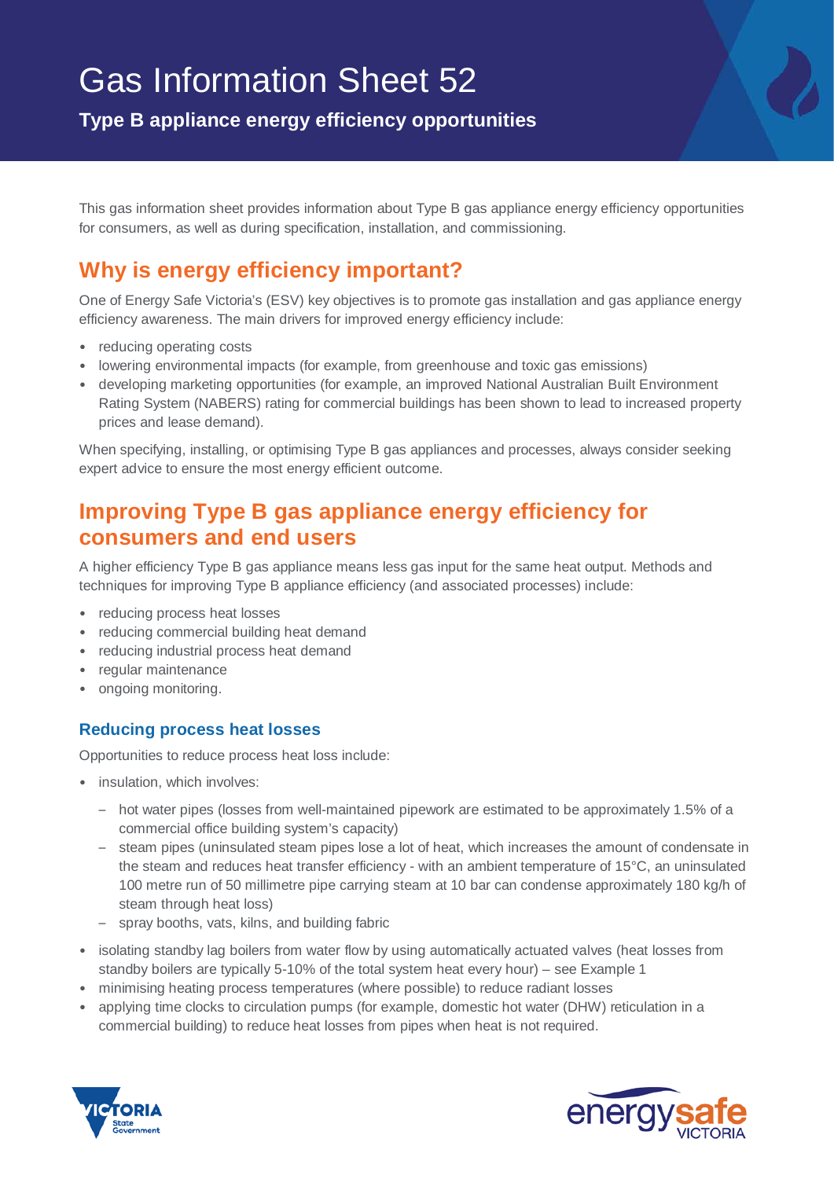# Gas Information Sheet 52

**Type B appliance energy efficiency opportunities**

This gas information sheet provides information about Type B gas appliance energy efficiency opportunities for consumers, as well as during specification, installation, and commissioning.

## Why is energy efficiency important?

One of Energy Safe Victoria's (ESV) key objectives is to promote gas installation and gas appliance energy efficiency awareness. The main drivers for improved energy efficiency include:

- reducing operating costs
- lowering environmental impacts (for example, from greenhouse and toxic gas emissions)
- developing marketing opportunities (for example, an improved National Australian Built Environment Rating System (NABERS) rating for commercial buildings has been shown to lead to increased property prices and lease demand).

When specifying, installing, or optimising Type B gas appliances and processes, always consider seeking expert advice to ensure the most energy efficient outcome.

## Improving Type B gas appliance energy efficiency for consumers and end users

A higher efficiency Type B gas appliance means less gas input for the same heat output. Methods and techniques for improving Type B appliance efficiency (and associated processes) include:

- reducing process heat losses
- reducing commercial building heat demand
- reducing industrial process heat demand
- regular maintenance
- ongoing monitoring.

### Reducing process heat losses

Opportunities to reduce process heat loss include:

- insulation, which involves:
  - hot water pipes (losses from well-maintained pipework are estimated to be approximately 1.5% of a commercial office building system's capacity)
  - steam pipes (uninsulated steam pipes lose a lot of heat, which increases the amount of condensate in the steam and reduces heat transfer efficiency - with an ambient temperature of 15°C, an uninsulated 100 metre run of 50 millimetre pipe carrying steam at 10 bar can condense approximately 180 kg/h of steam through heat loss)
  - spray booths, vats, kilns, and building fabric
- isolating standby lag boilers from water flow by using automatically actuated valves (heat losses from standby boilers are typically 5-10% of the total system heat every hour) – see Example 1
- minimising heating process temperatures (where possible) to reduce radiant losses
- applying time clocks to circulation pumps (for example, domestic hot water (DHW) reticulation in a commercial building) to reduce heat losses from pipes when heat is not required.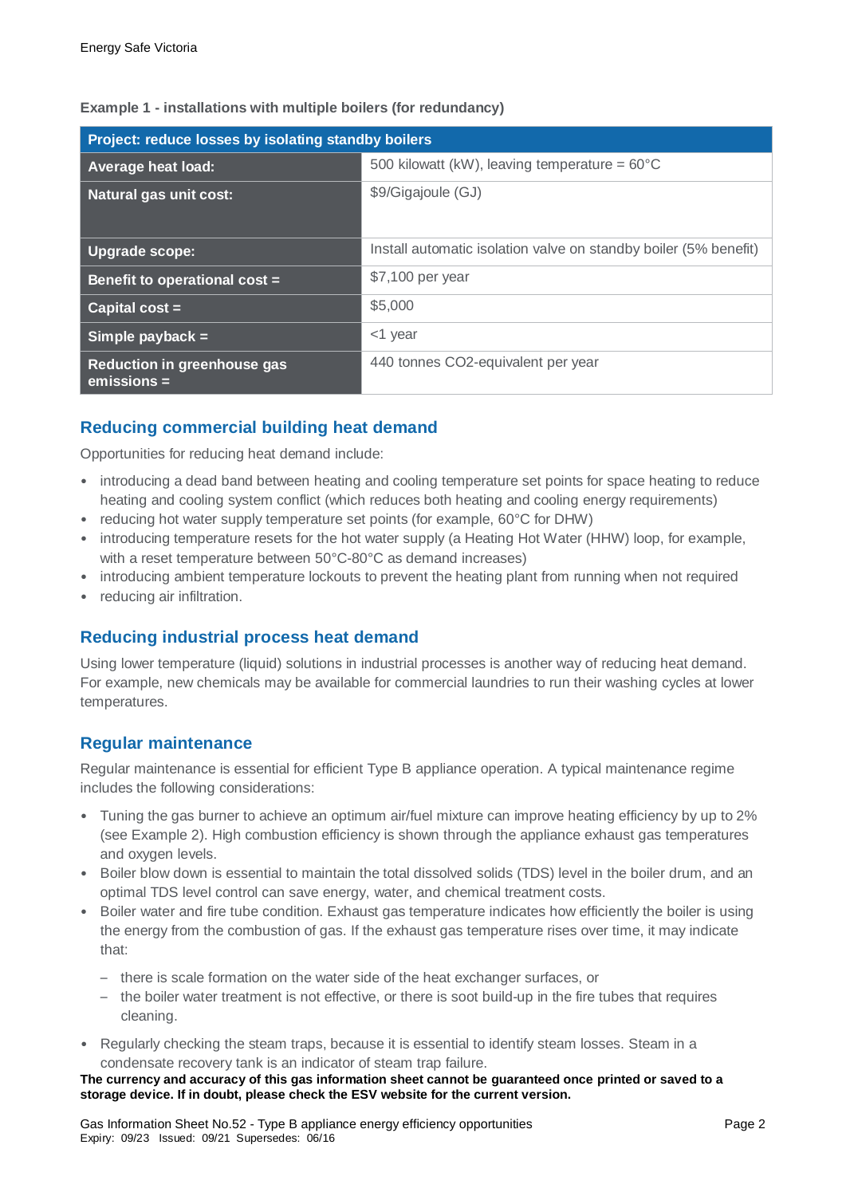**Example 1 - installations with multiple boilers (for redundancy)**

| Project: reduce losses by isolating standby boilers | |
|---|---|
| **Average heat load:** | 500 kilowatt (kW), leaving temperature = 60°C |
| **Natural gas unit cost:** | $9/Gigajoule (GJ) |
| **Upgrade scope:** | Install automatic isolation valve on standby boiler (5% benefit) |
| **Benefit to operational cost =** | $7,100 per year |
| **Capital cost =** | $5,000 |
| **Simple payback =** | <1 year |
| **Reduction in greenhouse gas emissions =** | 440 tonnes CO2-equivalent per year |

## Reducing commercial building heat demand

Opportunities for reducing heat demand include:

- introducing a dead band between heating and cooling temperature set points for space heating to reduce heating and cooling system conflict (which reduces both heating and cooling energy requirements)
- reducing hot water supply temperature set points (for example, 60°C for DHW)
- introducing temperature resets for the hot water supply (a Heating Hot Water (HHW) loop, for example, with a reset temperature between 50°C-80°C as demand increases)
- introducing ambient temperature lockouts to prevent the heating plant from running when not required
- reducing air infiltration.

## Reducing industrial process heat demand

Using lower temperature (liquid) solutions in industrial processes is another way of reducing heat demand. For example, new chemicals may be available for commercial laundries to run their washing cycles at lower temperatures.

## Regular maintenance

Regular maintenance is essential for efficient Type B appliance operation. A typical maintenance regime includes the following considerations:

- Tuning the gas burner to achieve an optimum air/fuel mixture can improve heating efficiency by up to 2% (see Example 2). High combustion efficiency is shown through the appliance exhaust gas temperatures and oxygen levels.
- Boiler blow down is essential to maintain the total dissolved solids (TDS) level in the boiler drum, and an optimal TDS level control can save energy, water, and chemical treatment costs.
- Boiler water and fire tube condition. Exhaust gas temperature indicates how efficiently the boiler is using the energy from the combustion of gas. If the exhaust gas temperature rises over time, it may indicate that:
  - there is scale formation on the water side of the heat exchanger surfaces, or
  - the boiler water treatment is not effective, or there is soot build-up in the fire tubes that requires cleaning.
- Regularly checking the steam traps, because it is essential to identify steam losses. Steam in a condensate recovery tank is an indicator of steam trap failure.

**The currency and accuracy of this gas information sheet cannot be guaranteed once printed or saved to a storage device. If in doubt, please check the ESV website for the current version.**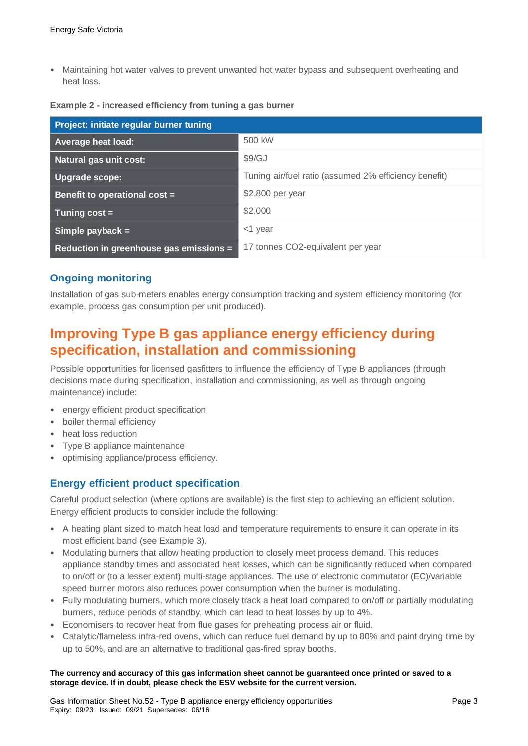- Maintaining hot water valves to prevent unwanted hot water bypass and subsequent overheating and heat loss.

**Example 2 - increased efficiency from tuning a gas burner**

| Project: initiate regular burner tuning | |
|---|---|
| **Average heat load:** | 500 kW |
| **Natural gas unit cost:** | $9/GJ |
| **Upgrade scope:** | Tuning air/fuel ratio (assumed 2% efficiency benefit) |
| **Benefit to operational cost =** | $2,800 per year |
| **Tuning cost =** | $2,000 |
| **Simple payback =** | <1 year |
| **Reduction in greenhouse gas emissions =** | 17 tonnes CO2-equivalent per year |

### Ongoing monitoring

Installation of gas sub-meters enables energy consumption tracking and system efficiency monitoring (for example, process gas consumption per unit produced).

## Improving Type B gas appliance energy efficiency during specification, installation and commissioning

Possible opportunities for licensed gasfitters to influence the efficiency of Type B appliances (through decisions made during specification, installation and commissioning, as well as through ongoing maintenance) include:

- energy efficient product specification
- boiler thermal efficiency
- heat loss reduction
- Type B appliance maintenance
- optimising appliance/process efficiency.

### Energy efficient product specification

Careful product selection (where options are available) is the first step to achieving an efficient solution. Energy efficient products to consider include the following:

- A heating plant sized to match heat load and temperature requirements to ensure it can operate in its most efficient band (see Example 3).
- Modulating burners that allow heating production to closely meet process demand. This reduces appliance standby times and associated heat losses, which can be significantly reduced when compared to on/off or (to a lesser extent) multi-stage appliances. The use of electronic commutator (EC)/variable speed burner motors also reduces power consumption when the burner is modulating.
- Fully modulating burners, which more closely track a heat load compared to on/off or partially modulating burners, reduce periods of standby, which can lead to heat losses by up to 4%.
- Economisers to recover heat from flue gases for preheating process air or fluid.
- Catalytic/flameless infra-red ovens, which can reduce fuel demand by up to 80% and paint drying time by up to 50%, and are an alternative to traditional gas-fired spray booths.

**The currency and accuracy of this gas information sheet cannot be guaranteed once printed or saved to a storage device. If in doubt, please check the ESV website for the current version.**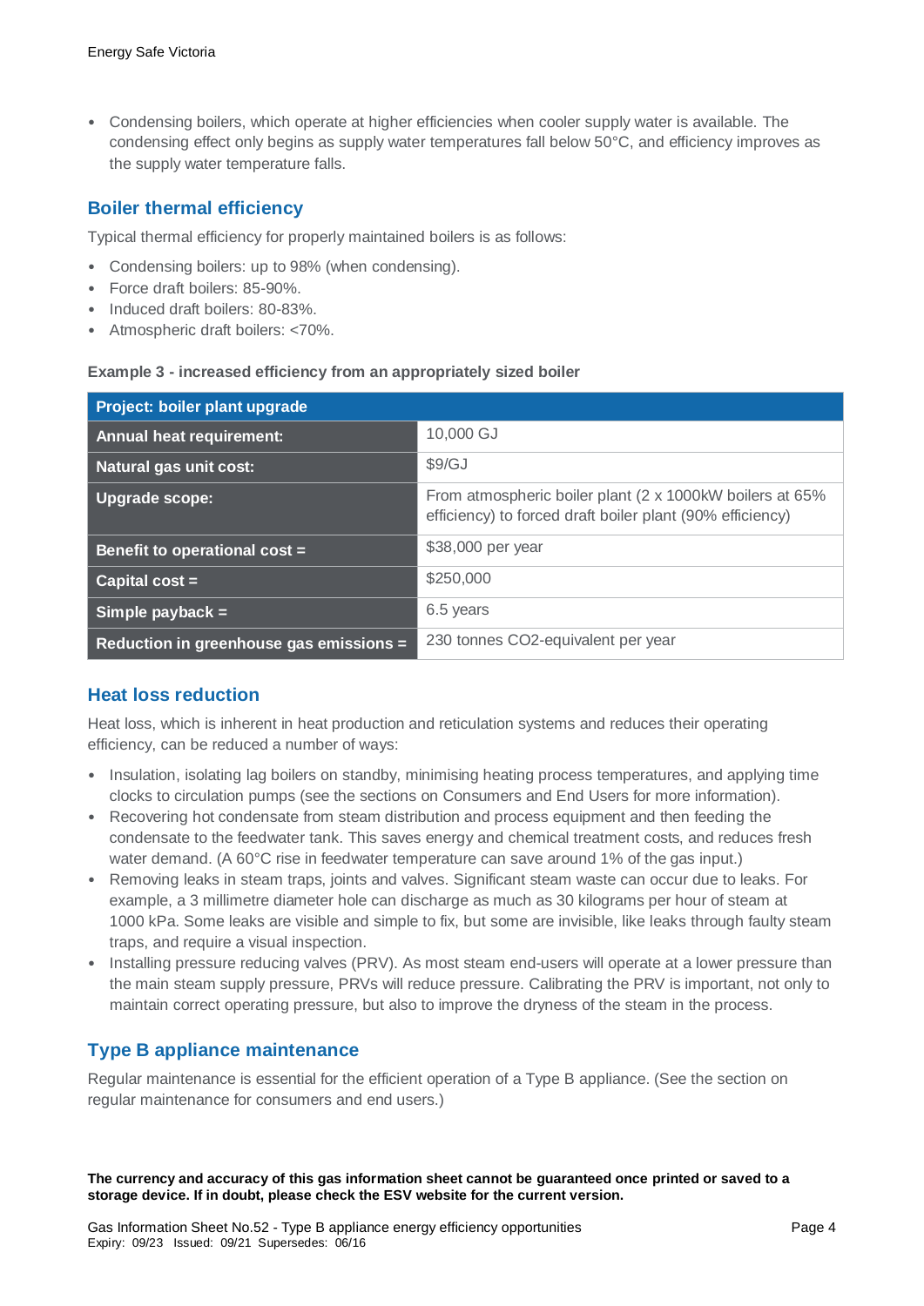- Condensing boilers, which operate at higher efficiencies when cooler supply water is available. The condensing effect only begins as supply water temperatures fall below 50°C, and efficiency improves as the supply water temperature falls.

## Boiler thermal efficiency

Typical thermal efficiency for properly maintained boilers is as follows:

- Condensing boilers: up to 98% (when condensing).
- Force draft boilers: 85-90%.
- Induced draft boilers: 80-83%.
- Atmospheric draft boilers: <70%.

**Example 3 - increased efficiency from an appropriately sized boiler**

| **Project: boiler plant upgrade** | |
|---|---|
| **Annual heat requirement:** | 10,000 GJ |
| **Natural gas unit cost:** | $9/GJ |
| **Upgrade scope:** | From atmospheric boiler plant (2 x 1000kW boilers at 65% efficiency) to forced draft boiler plant (90% efficiency) |
| **Benefit to operational cost =** | $38,000 per year |
| **Capital cost =** | $250,000 |
| **Simple payback =** | 6.5 years |
| **Reduction in greenhouse gas emissions =** | 230 tonnes $CO_2$-equivalent per year |

## Heat loss reduction

Heat loss, which is inherent in heat production and reticulation systems and reduces their operating efficiency, can be reduced a number of ways:

- Insulation, isolating lag boilers on standby, minimising heating process temperatures, and applying time clocks to circulation pumps (see the sections on Consumers and End Users for more information).
- Recovering hot condensate from steam distribution and process equipment and then feeding the condensate to the feedwater tank. This saves energy and chemical treatment costs, and reduces fresh water demand. (A 60°C rise in feedwater temperature can save around 1% of the gas input.)
- Removing leaks in steam traps, joints and valves. Significant steam waste can occur due to leaks. For example, a 3 millimetre diameter hole can discharge as much as 30 kilograms per hour of steam at 1000 kPa. Some leaks are visible and simple to fix, but some are invisible, like leaks through faulty steam traps, and require a visual inspection.
- Installing pressure reducing valves (PRV). As most steam end-users will operate at a lower pressure than the main steam supply pressure, PRVs will reduce pressure. Calibrating the PRV is important, not only to maintain correct operating pressure, but also to improve the dryness of the steam in the process.

## Type B appliance maintenance

Regular maintenance is essential for the efficient operation of a Type B appliance. (See the section on regular maintenance for consumers and end users.)

**The currency and accuracy of this gas information sheet cannot be guaranteed once printed or saved to a storage device. If in doubt, please check the ESV website for the current version.**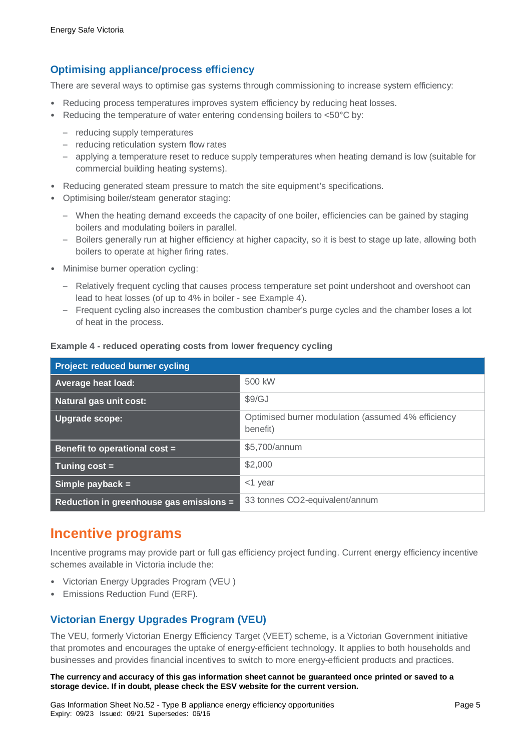## Optimising appliance/process efficiency

There are several ways to optimise gas systems through commissioning to increase system efficiency:

- Reducing process temperatures improves system efficiency by reducing heat losses.
- Reducing the temperature of water entering condensing boilers to <50°C by:
  - reducing supply temperatures
  - reducing reticulation system flow rates
  - applying a temperature reset to reduce supply temperatures when heating demand is low (suitable for commercial building heating systems).
- Reducing generated steam pressure to match the site equipment's specifications.
- Optimising boiler/steam generator staging:
  - When the heating demand exceeds the capacity of one boiler, efficiencies can be gained by staging boilers and modulating boilers in parallel.
  - Boilers generally run at higher efficiency at higher capacity, so it is best to stage up late, allowing both boilers to operate at higher firing rates.
- Minimise burner operation cycling:
  - Relatively frequent cycling that causes process temperature set point undershoot and overshoot can lead to heat losses (of up to 4% in boiler - see Example 4).
  - Frequent cycling also increases the combustion chamber's purge cycles and the chamber loses a lot of heat in the process.

**Example 4 - reduced operating costs from lower frequency cycling**

| Project: reduced burner cycling | |
|---|---|
| **Average heat load:** | 500 kW |
| **Natural gas unit cost:** | $9/GJ |
| **Upgrade scope:** | Optimised burner modulation (assumed 4% efficiency benefit) |
| **Benefit to operational cost =** | $5,700/annum |
| **Tuning cost =** | $2,000 |
| **Simple payback =** | <1 year |
| **Reduction in greenhouse gas emissions =** | 33 tonnes $CO_2$-equivalent/annum |

# Incentive programs

Incentive programs may provide part or full gas efficiency project funding. Current energy efficiency incentive schemes available in Victoria include the:

- Victorian Energy Upgrades Program (VEU )
- Emissions Reduction Fund (ERF).

## Victorian Energy Upgrades Program (VEU)

The VEU, formerly Victorian Energy Efficiency Target (VEET) scheme, is a Victorian Government initiative that promotes and encourages the uptake of energy-efficient technology. It applies to both households and businesses and provides financial incentives to switch to more energy-efficient products and practices.

**The currency and accuracy of this gas information sheet cannot be guaranteed once printed or saved to a storage device. If in doubt, please check the ESV website for the current version.**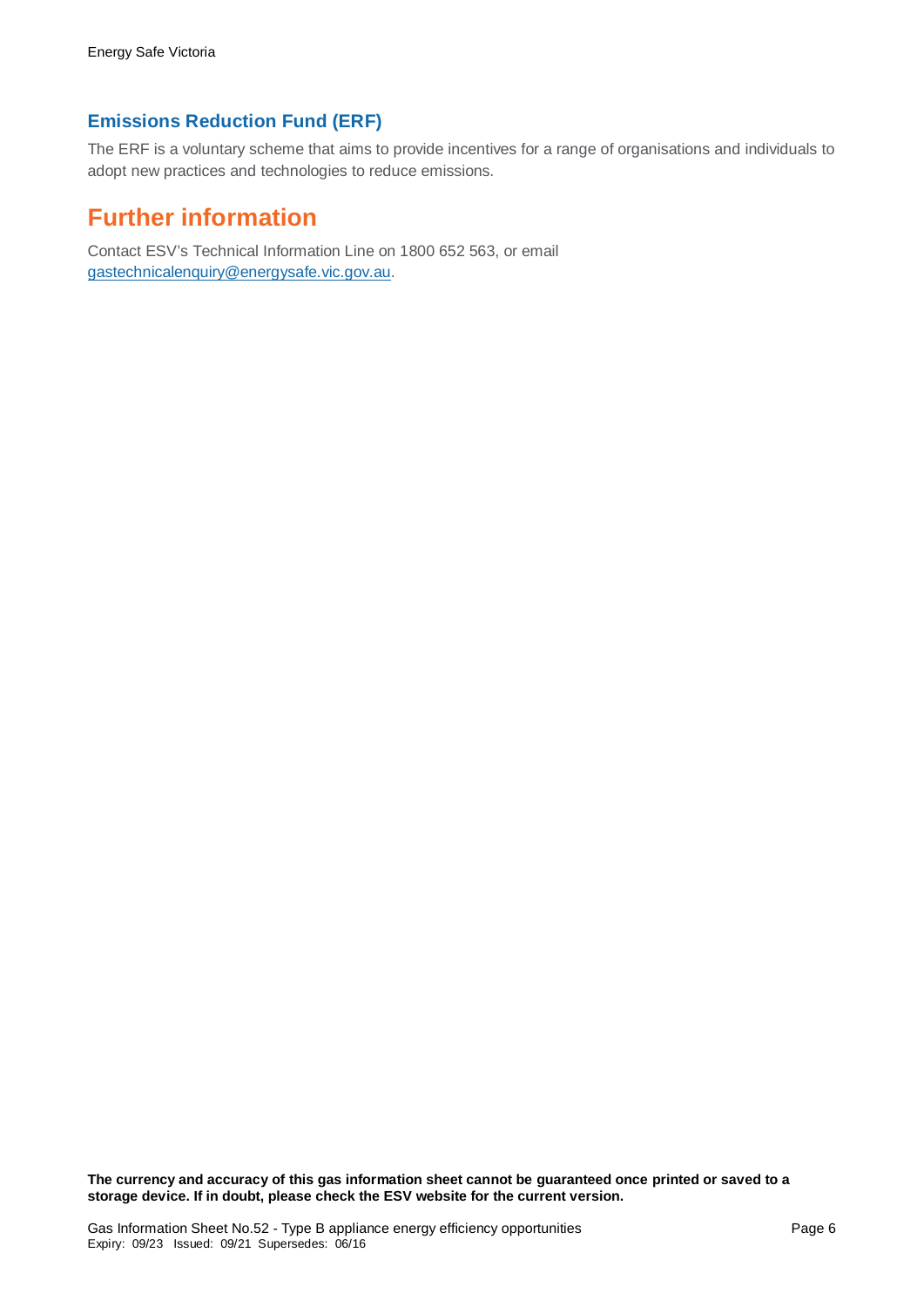### Emissions Reduction Fund (ERF)

The ERF is a voluntary scheme that aims to provide incentives for a range of organisations and individuals to adopt new practices and technologies to reduce emissions.

## Further information

Contact ESV's Technical Information Line on 1800 652 563, or email [gastechnicalenquiry@energysafe.vic.gov.au](mailto:gastechnicalenquiry@energysafe.vic.gov.au).

**The currency and accuracy of this gas information sheet cannot be guaranteed once printed or saved to a storage device. If in doubt, please check the ESV website for the current version.**